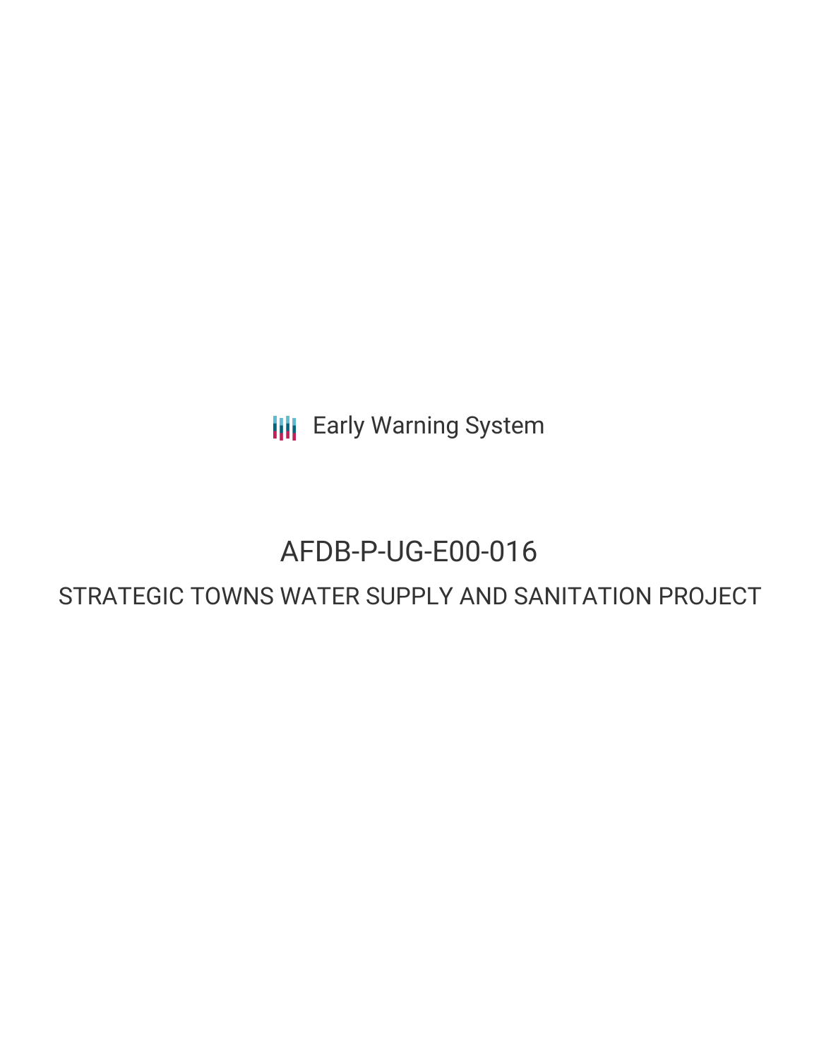Early Warning System

# AFDB-P-UG-E00-016

## STRATEGIC TOWNS WATER SUPPLY AND SANITATION PROJECT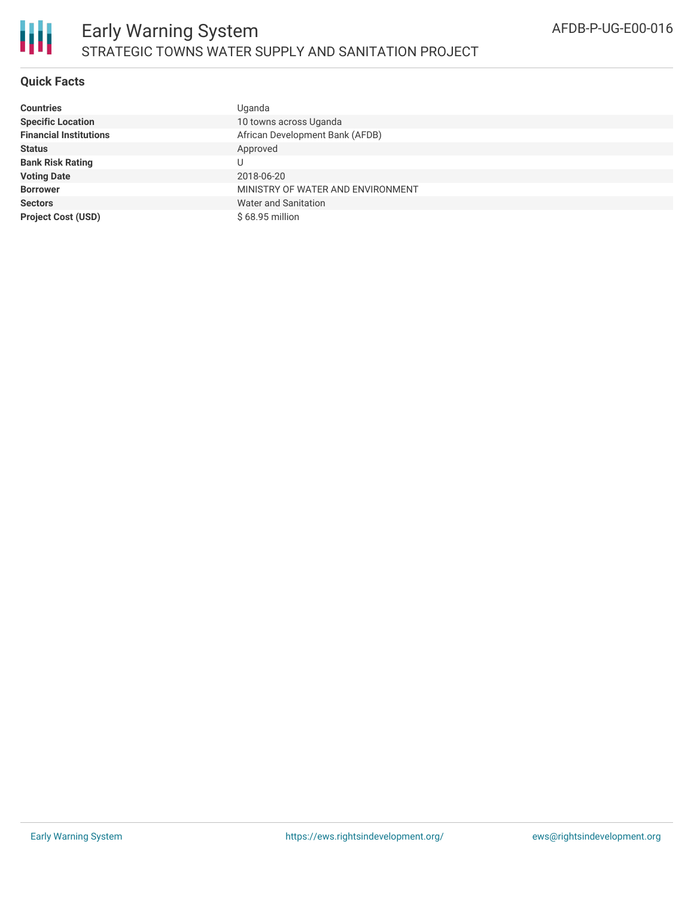# Early Warning System

## STRATEGIC TOWNS WATER SUPPLY AND SANITATION PROJECT

AFDB-P-UG-E00-016

### Quick Facts

| | |
|---|---|
| **Countries** | Uganda |
| **Specific Location** | 10 towns across Uganda |
| **Financial Institutions** | African Development Bank (AFDB) |
| **Status** | Approved |
| **Bank Risk Rating** | U |
| **Voting Date** | 2018-06-20 |
| **Borrower** | MINISTRY OF WATER AND ENVIRONMENT |
| **Sectors** | Water and Sanitation |
| **Project Cost (USD)** | $ 68.95 million |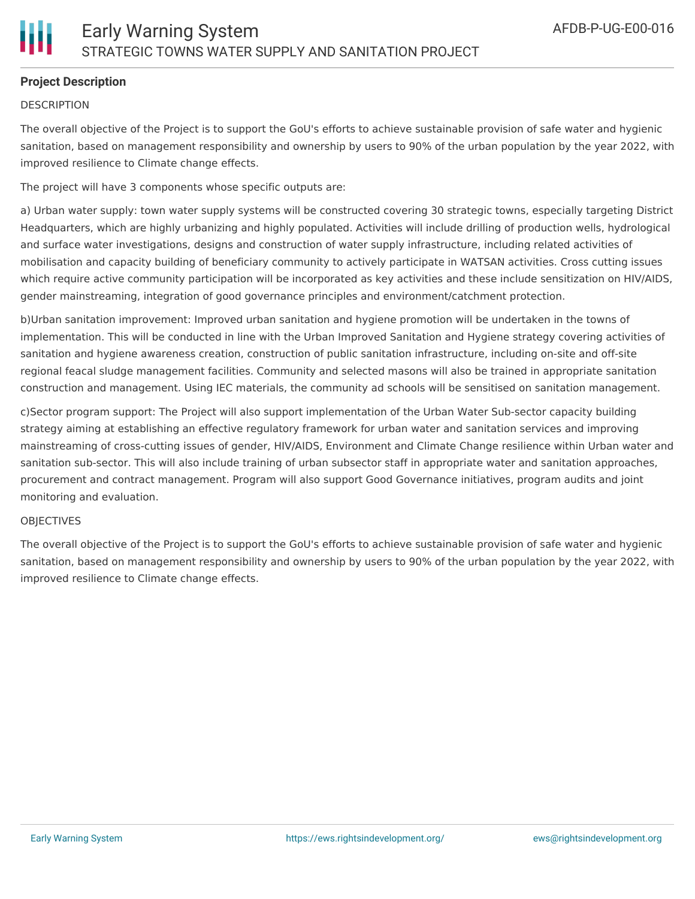## Project Description

DESCRIPTION

The overall objective of the Project is to support the GoU's efforts to achieve sustainable provision of safe water and hygienic sanitation, based on management responsibility and ownership by users to 90% of the urban population by the year 2022, with improved resilience to Climate change effects.

The project will have 3 components whose specific outputs are:

a) Urban water supply: town water supply systems will be constructed covering 30 strategic towns, especially targeting District Headquarters, which are highly urbanizing and highly populated. Activities will include drilling of production wells, hydrological and surface water investigations, designs and construction of water supply infrastructure, including related activities of mobilisation and capacity building of beneficiary community to actively participate in WATSAN activities. Cross cutting issues which require active community participation will be incorporated as key activities and these include sensitization on HIV/AIDS, gender mainstreaming, integration of good governance principles and environment/catchment protection.

b)Urban sanitation improvement: Improved urban sanitation and hygiene promotion will be undertaken in the towns of implementation. This will be conducted in line with the Urban Improved Sanitation and Hygiene strategy covering activities of sanitation and hygiene awareness creation, construction of public sanitation infrastructure, including on-site and off-site regional feacal sludge management facilities. Community and selected masons will also be trained in appropriate sanitation construction and management. Using IEC materials, the community ad schools will be sensitised on sanitation management.

c)Sector program support: The Project will also support implementation of the Urban Water Sub-sector capacity building strategy aiming at establishing an effective regulatory framework for urban water and sanitation services and improving mainstreaming of cross-cutting issues of gender, HIV/AIDS, Environment and Climate Change resilience within Urban water and sanitation sub-sector. This will also include training of urban subsector staff in appropriate water and sanitation approaches, procurement and contract management. Program will also support Good Governance initiatives, program audits and joint monitoring and evaluation.

OBJECTIVES

The overall objective of the Project is to support the GoU's efforts to achieve sustainable provision of safe water and hygienic sanitation, based on management responsibility and ownership by users to 90% of the urban population by the year 2022, with improved resilience to Climate change effects.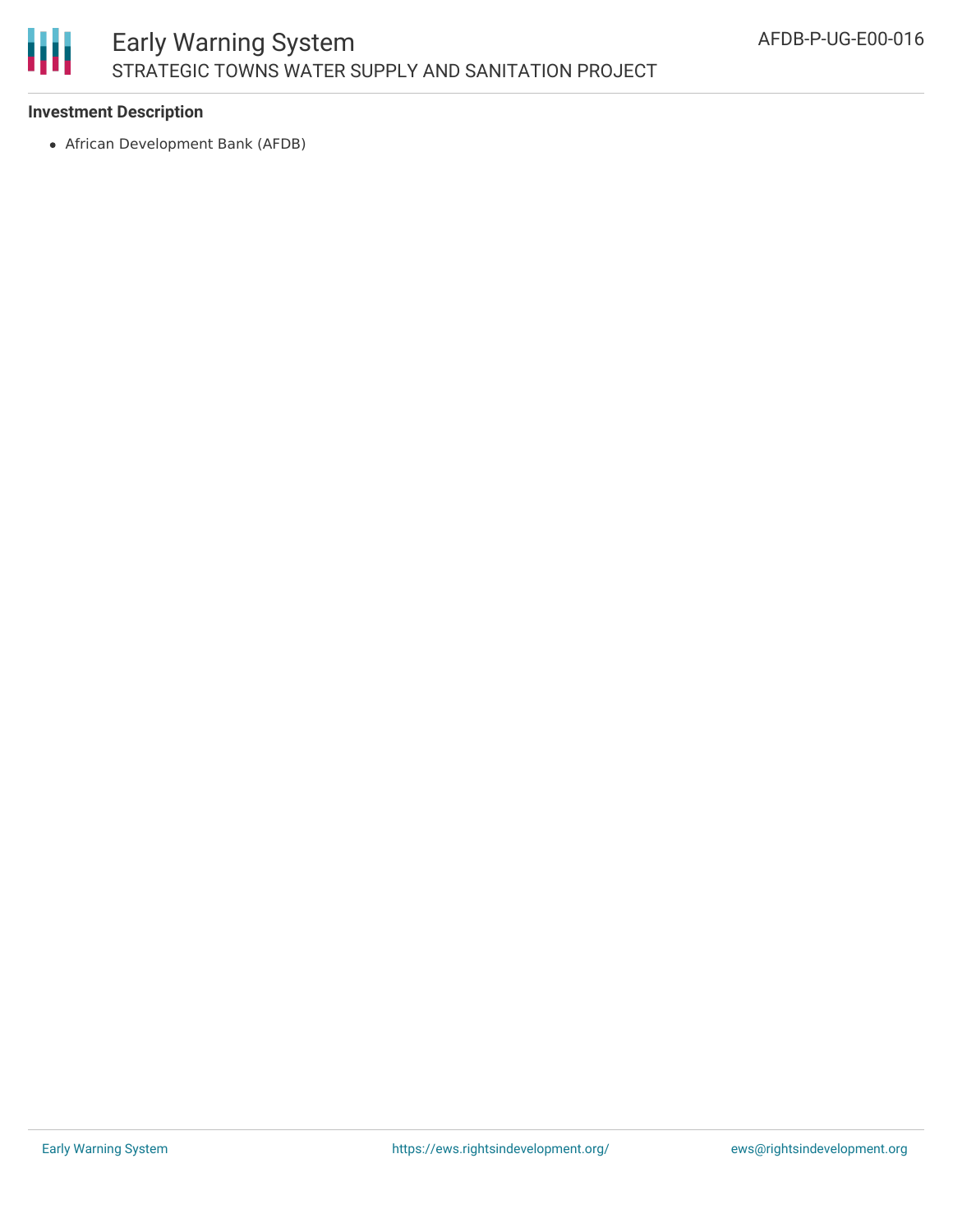**Investment Description**

- African Development Bank (AFDB)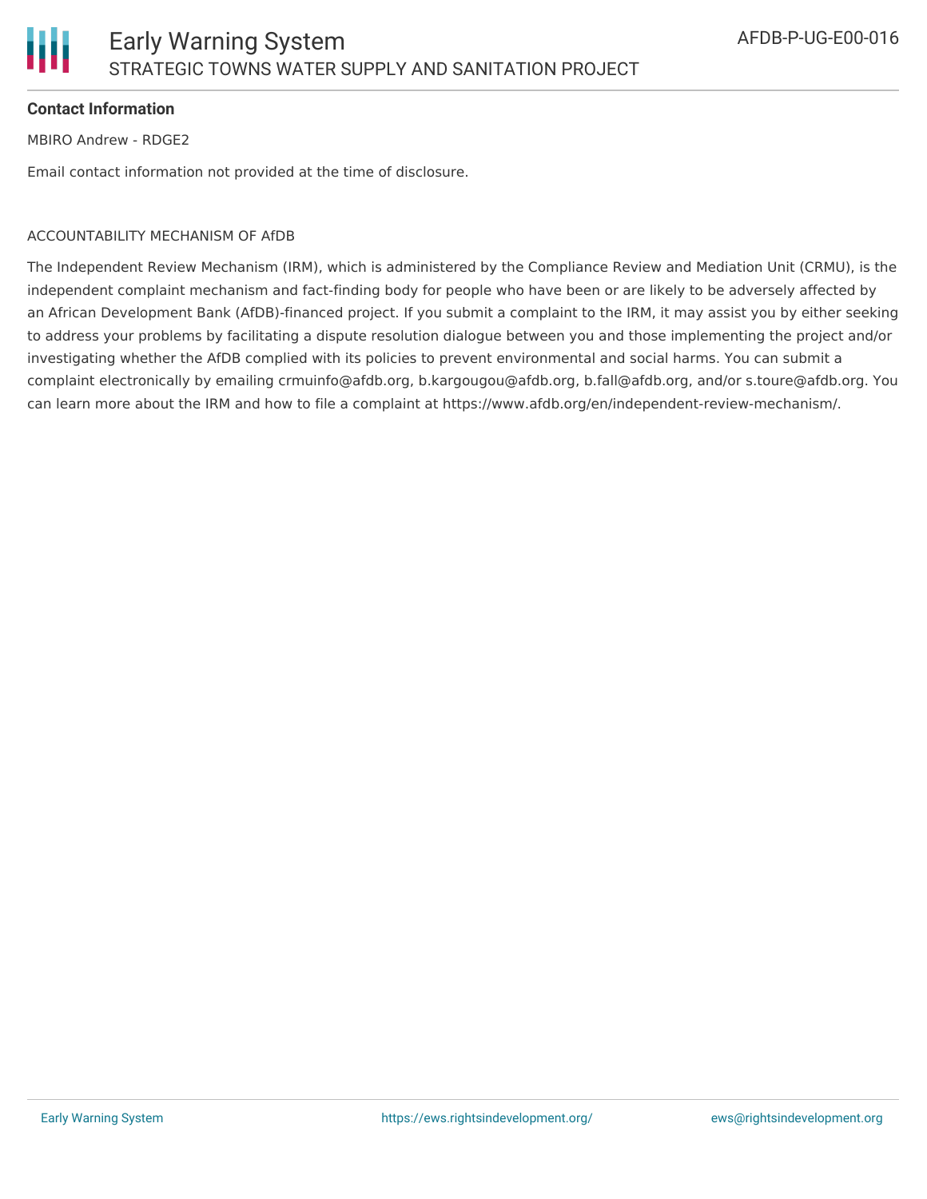**Contact Information**

MBIRO Andrew - RDGE2

Email contact information not provided at the time of disclosure.

ACCOUNTABILITY MECHANISM OF AfDB

The Independent Review Mechanism (IRM), which is administered by the Compliance Review and Mediation Unit (CRMU), is the independent complaint mechanism and fact-finding body for people who have been or are likely to be adversely affected by an African Development Bank (AfDB)-financed project. If you submit a complaint to the IRM, it may assist you by either seeking to address your problems by facilitating a dispute resolution dialogue between you and those implementing the project and/or investigating whether the AfDB complied with its policies to prevent environmental and social harms. You can submit a complaint electronically by emailing crmuinfo@afdb.org, b.kargougou@afdb.org, b.fall@afdb.org, and/or s.toure@afdb.org. You can learn more about the IRM and how to file a complaint at https://www.afdb.org/en/independent-review-mechanism/.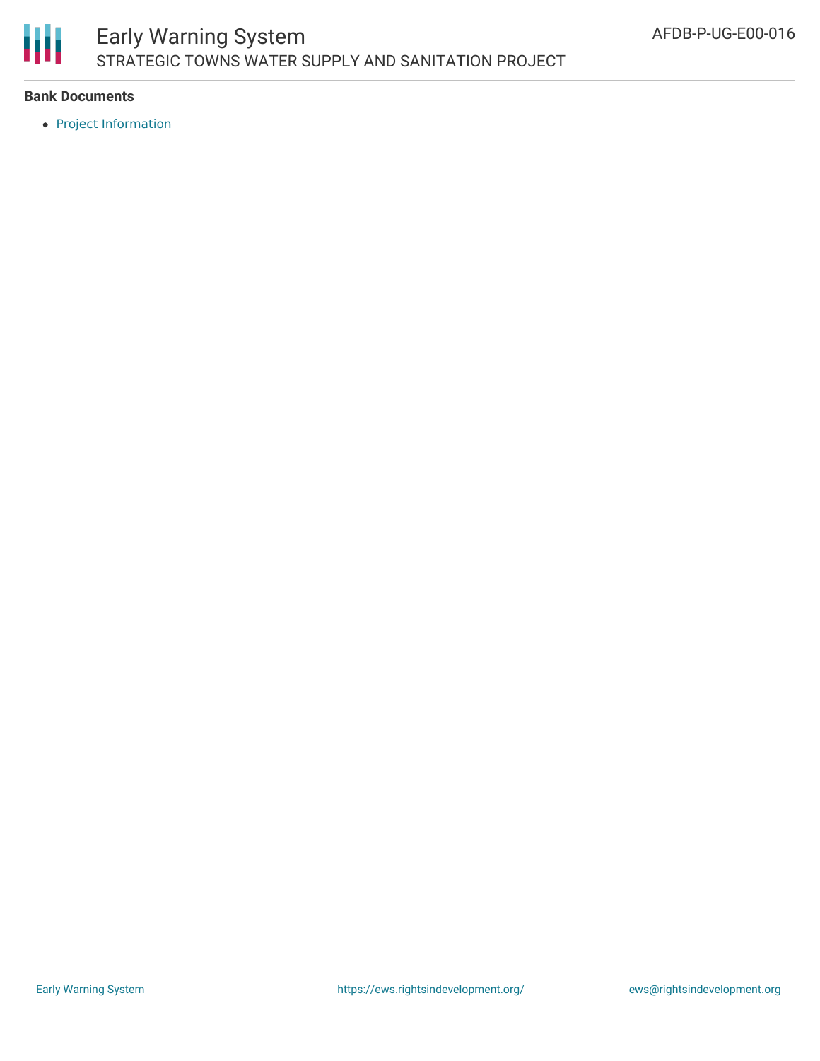**Bank Documents**

- Project Information